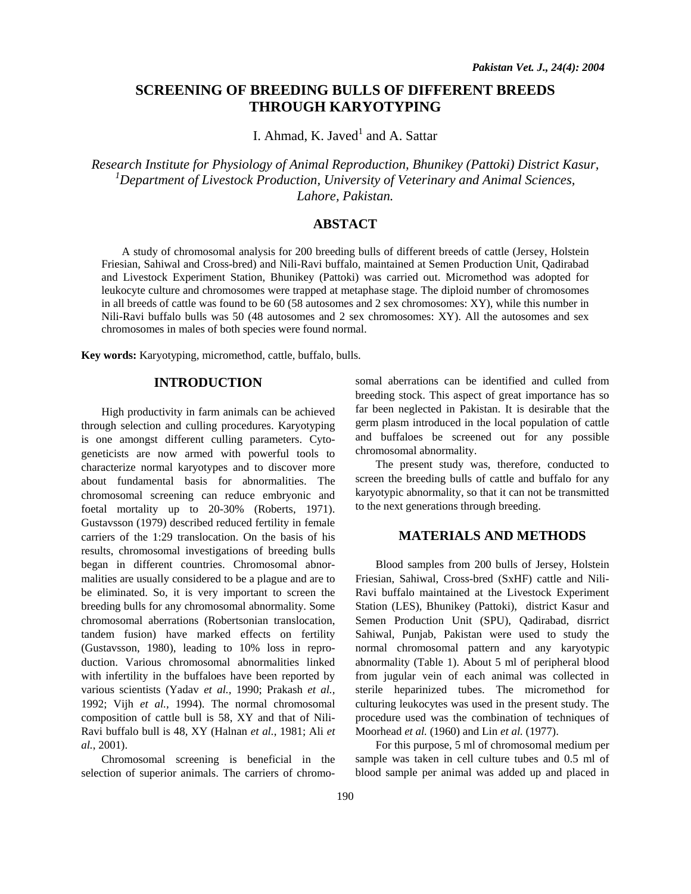# SCREENING OF BREEDING BULLS OF DIFFERENT BREEDS THROUGH KARYOTYPING

I. Ahmad, K. Javed[1] and A. Sattar

*Research Institute for Physiology of Animal Reproduction, Bhunikey (Pattoki) District Kasur,*
*[1]Department of Livestock Production, University of Veterinary and Animal Sciences, Lahore, Pakistan.*

## ABSTACT

A study of chromosomal analysis for 200 breeding bulls of different breeds of cattle (Jersey, Holstein Friesian, Sahiwal and Cross-bred) and Nili-Ravi buffalo, maintained at Semen Production Unit, Qadirabad and Livestock Experiment Station, Bhunikey (Pattoki) was carried out. Micromethod was adopted for leukocyte culture and chromosomes were trapped at metaphase stage. The diploid number of chromosomes in all breeds of cattle was found to be 60 (58 autosomes and 2 sex chromosomes: XY), while this number in Nili-Ravi buffalo bulls was 50 (48 autosomes and 2 sex chromosomes: XY). All the autosomes and sex chromosomes in males of both species were found normal.

**Key words:** Karyotyping, micromethod, cattle, buffalo, bulls.

## INTRODUCTION

High productivity in farm animals can be achieved through selection and culling procedures. Karyotyping is one amongst different culling parameters. Cyto-geneticists are now armed with powerful tools to characterize normal karyotypes and to discover more about fundamental basis for abnormalities. The chromosomal screening can reduce embryonic and foetal mortality up to 20-30% (Roberts, 1971). Gustavsson (1979) described reduced fertility in female carriers of the 1:29 translocation. On the basis of his results, chromosomal investigations of breeding bulls began in different countries. Chromosomal abnormalities are usually considered to be a plague and are to be eliminated. So, it is very important to screen the breeding bulls for any chromosomal abnormality. Some chromosomal aberrations (Robertsonian translocation, tandem fusion) have marked effects on fertility (Gustavsson, 1980), leading to 10% loss in reproduction. Various chromosomal abnormalities linked with infertility in the buffaloes have been reported by various scientists (Yadav *et al.*, 1990; Prakash *et al.*, 1992; Vijh *et al.*, 1994). The normal chromosomal composition of cattle bull is 58, XY and that of Nili-Ravi buffalo bull is 48, XY (Halnan *et al.*, 1981; Ali *et al.*, 2001).

Chromosomal screening is beneficial in the selection of superior animals. The carriers of chromosomal aberrations can be identified and culled from breeding stock. This aspect of great importance has so far been neglected in Pakistan. It is desirable that the germ plasm introduced in the local population of cattle and buffaloes be screened out for any possible chromosomal abnormality.

The present study was, therefore, conducted to screen the breeding bulls of cattle and buffalo for any karyotypic abnormality, so that it can not be transmitted to the next generations through breeding.

## MATERIALS AND METHODS

Blood samples from 200 bulls of Jersey, Holstein Friesian, Sahiwal, Cross-bred (SxHF) cattle and Nili-Ravi buffalo maintained at the Livestock Experiment Station (LES), Bhunikey (Pattoki), district Kasur and Semen Production Unit (SPU), Qadirabad, disrrict Sahiwal, Punjab, Pakistan were used to study the normal chromosomal pattern and any karyotypic abnormality (Table 1). About 5 ml of peripheral blood from jugular vein of each animal was collected in sterile heparinized tubes. The micromethod for culturing leukocytes was used in the present study. The procedure used was the combination of techniques of Moorhead *et al.* (1960) and Lin *et al.* (1977).

For this purpose, 5 ml of chromosomal medium per sample was taken in cell culture tubes and 0.5 ml of blood sample per animal was added up and placed in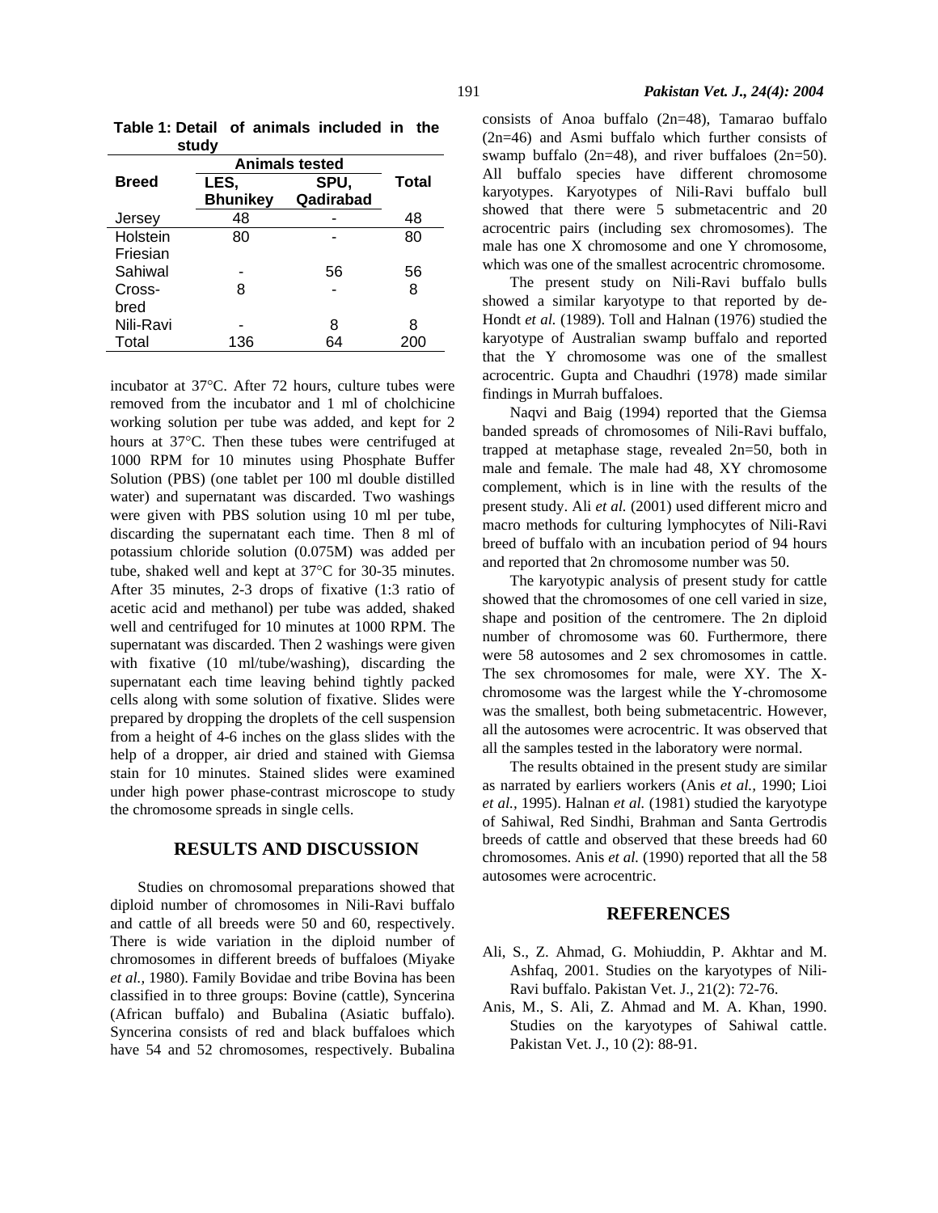**Table 1: Detail of animals included in the study**

| Breed | Animals tested | | Total |
|---|---|---|---|
| | LES, Bhunikey | SPU, Qadirabad | |
| Jersey | 48 | - | 48 |
| Holstein Friesian | 80 | - | 80 |
| Sahiwal | - | 56 | 56 |
| Cross-bred | 8 | - | 8 |
| Nili-Ravi | - | 8 | 8 |
| Total | 136 | 64 | 200 |

incubator at 37°C. After 72 hours, culture tubes were removed from the incubator and 1 ml of cholchicine working solution per tube was added, and kept for 2 hours at 37°C. Then these tubes were centrifuged at 1000 RPM for 10 minutes using Phosphate Buffer Solution (PBS) (one tablet per 100 ml double distilled water) and supernatant was discarded. Two washings were given with PBS solution using 10 ml per tube, discarding the supernatant each time. Then 8 ml of potassium chloride solution (0.075M) was added per tube, shaked well and kept at 37°C for 30-35 minutes. After 35 minutes, 2-3 drops of fixative (1:3 ratio of acetic acid and methanol) per tube was added, shaked well and centrifuged for 10 minutes at 1000 RPM. The supernatant was discarded. Then 2 washings were given with fixative (10 ml/tube/washing), discarding the supernatant each time leaving behind tightly packed cells along with some solution of fixative. Slides were prepared by dropping the droplets of the cell suspension from a height of 4-6 inches on the glass slides with the help of a dropper, air dried and stained with Giemsa stain for 10 minutes. Stained slides were examined under high power phase-contrast microscope to study the chromosome spreads in single cells.

## RESULTS AND DISCUSSION

Studies on chromosomal preparations showed that diploid number of chromosomes in Nili-Ravi buffalo and cattle of all breeds were 50 and 60, respectively. There is wide variation in the diploid number of chromosomes in different breeds of tribe buffaloes (Miyake *et al.*, 1980). Family Bovidae and tribe Bovina has been classified in to three groups: Bovine (cattle), Syncerina (African buffalo) and Bubalina (Asiatic buffalo). Syncerina consists of red and black buffaloes which have 54 and 52 chromosomes, respectively. Bubalina consists of Anoa buffalo (2n=48), Tamarao buffalo (2n=46) and Asmi buffalo which further consists of swamp buffalo (2n=48), and river buffaloes (2n=50). All buffalo species have different chromosome karyotypes. Karyotypes of Nili-Ravi buffalo bull showed that there were 5 submetacentric and 20 acrocentric pairs (including sex chromosomes). The male has one X chromosome and one Y chromosome, which was one of the smallest acrocentric chromosome.

The present study on Nili-Ravi buffalo bulls showed a similar karyotype to that reported by de-Hondt *et al.* (1989). Toll and Halnan (1976) studied the karyotype of Australian swamp buffalo and reported that the Y chromosome was one of the smallest acrocentric. Gupta and Chaudhri (1978) made similar findings in Murrah buffaloes.

Naqvi and Baig (1994) reported that the Giemsa banded spreads of chromosomes of Nili-Ravi buffalo, trapped at metaphase stage, revealed 2n=50, both in male and female. The male had 48, XY chromosome complement, which is in line with the results of the present study. Ali *et al.* (2001) used different micro and macro methods for culturing lymphocytes of Nili-Ravi breed of buffalo with an incubation period of 94 hours and reported that 2n chromosome number was 50.

The karyotypic analysis of present study for cattle showed that the chromosomes of one cell varied in size, shape and position of the centromere. The 2n diploid number of chromosome was 60. Furthermore, there were 58 autosomes and 2 sex chromosomes in cattle. The sex chromosomes for male, were XY. The X-chromosome was the largest while the Y-chromosome was the smallest, both being submetacentric. However, all the autosomes were acrocentric. It was observed that all the samples tested in the laboratory were normal.

The results obtained in the present study are similar as narrated by earliers workers (Anis *et al.*, 1990; Lioi *et al.*, 1995). Halnan *et al.* (1981) studied the karyotype of Sahiwal, Red Sindhi, Brahman and Santa Gertrodis breeds of cattle and observed that these breeds had 60 chromosomes. Anis *et al.* (1990) reported that all the 58 autosomes were acrocentric.

## REFERENCES

Ali, S., Z. Ahmad, G. Mohiuddin, P. Akhtar and M. Ashfaq, 2001. Studies on the karyotypes of Nili-Ravi buffalo. Pakistan Vet. J., 21(2): 72-76.

Anis, M., S. Ali, Z. Ahmad and M. A. Khan, 1990. Studies on the karyotypes of Sahiwal cattle. Pakistan Vet. J., 10 (2): 88-91.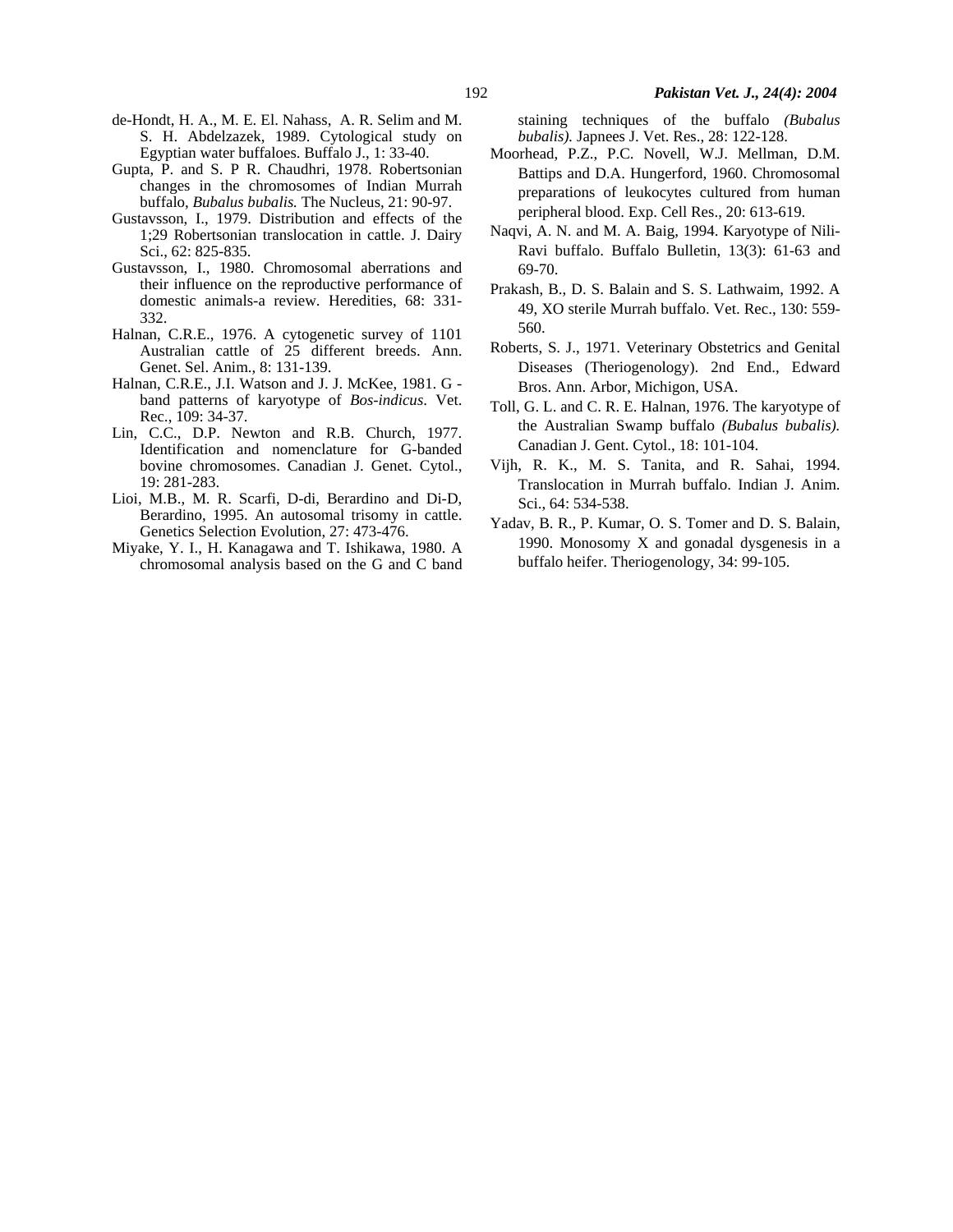de-Hondt, H. A., M. E. El. Nahass, A. R. Selim and M. S. H. Abdelzazek, 1989. Cytological study on Egyptian water buffaloes. Buffalo J., 1: 33-40.

Gupta, P. and S. P R. Chaudhri, 1978. Robertsonian changes in the chromosomes of Indian Murrah buffalo, *Bubalus bubalis.* The Nucleus, 21: 90-97.

Gustavsson, I., 1979. Distribution and effects of the 1;29 Robertsonian translocation in cattle. J. Dairy Sci., 62: 825-835.

Gustavsson, I., 1980. Chromosomal aberrations and their influence on the reproductive performance of domestic animals-a review. Heredities, 68: 331-332.

Halnan, C.R.E., 1976. A cytogenetic survey of 1101 Australian cattle of 25 different breeds. Ann. Genet. Sel. Anim., 8: 131-139.

Halnan, C.R.E., J.I. Watson and J. J. McKee, 1981. G - band patterns of karyotype of *Bos-indicus*. Vet. Rec., 109: 34-37.

Lin, C.C., D.P. Newton and R.B. Church, 1977. Identification and nomenclature for G-banded bovine chromosomes. Canadian J. Genet. Cytol., 19: 281-283.

Lioi, M.B., M. R. Scarfi, D-di, Berardino and Di-D, Berardino, 1995. An autosomal trisomy in cattle. Genetics Selection Evolution, 27: 473-476.

Miyake, Y. I., H. Kanagawa and T. Ishikawa, 1980. A chromosomal analysis based on the G and C band staining techniques of the buffalo *(Bubalus bubalis).* Japnees J. Vet. Res., 28: 122-128.

Moorhead, P.Z., P.C. Novell, W.J. Mellman, D.M. Battips and D.A. Hungerford, 1960. Chromosomal preparations of leukocytes cultured from human peripheral blood. Exp. Cell Res., 20: 613-619.

Naqvi, A. N. and M. A. Baig, 1994. Karyotype of Nili-Ravi buffalo. Buffalo Bulletin, 13(3): 61-63 and 69-70.

Prakash, B., D. S. Balain and S. S. Lathwaim, 1992. A 49, XO sterile Murrah buffalo. Vet. Rec., 130: 559-560.

Roberts, S. J., 1971. Veterinary Obstetrics and Genital Diseases (Theriogenology). 2nd End., Edward Bros. Ann. Arbor, Michigon, USA.

Toll, G. L. and C. R. E. Halnan, 1976. The karyotype of the Australian Swamp buffalo *(Bubalus bubalis).* Canadian J. Gent. Cytol., 18: 101-104.

Vijh, R. K., M. S. Tanita, and R. Sahai, 1994. Translocation in Murrah buffalo. Indian J. Anim. Sci., 64: 534-538.

Yadav, B. R., P. Kumar, O. S. Tomer and D. S. Balain, 1990. Monosomy X and gonadal dysgenesis in a buffalo heifer. Theriogenology, 34: 99-105.